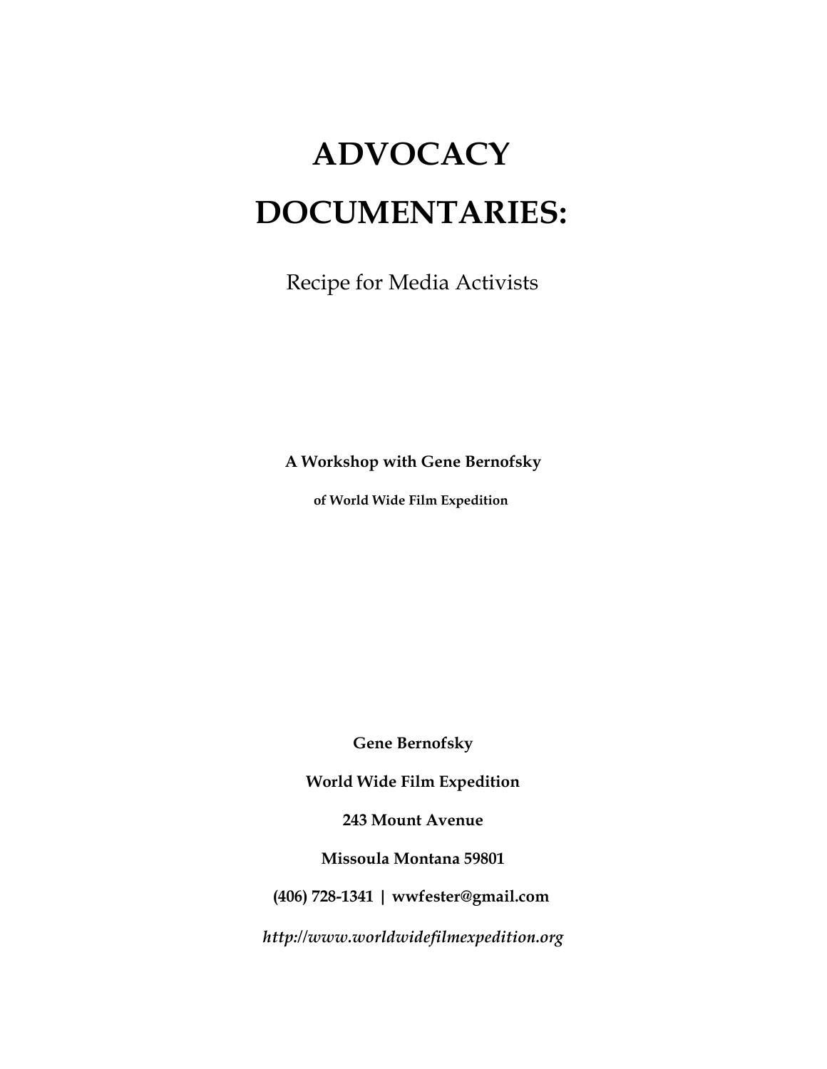# ADVOCACY DOCUMENTARIES:

Recipe for Media Activists

**A Workshop with Gene Bernofsky**

**of World Wide Film Expedition**

**Gene Bernofsky**

**World Wide Film Expedition**

**243 Mount Avenue**

**Missoula Montana 59801**

**(406) 728-1341 | wwfester@gmail.com**

***http://www.worldwidefilmexpedition.org***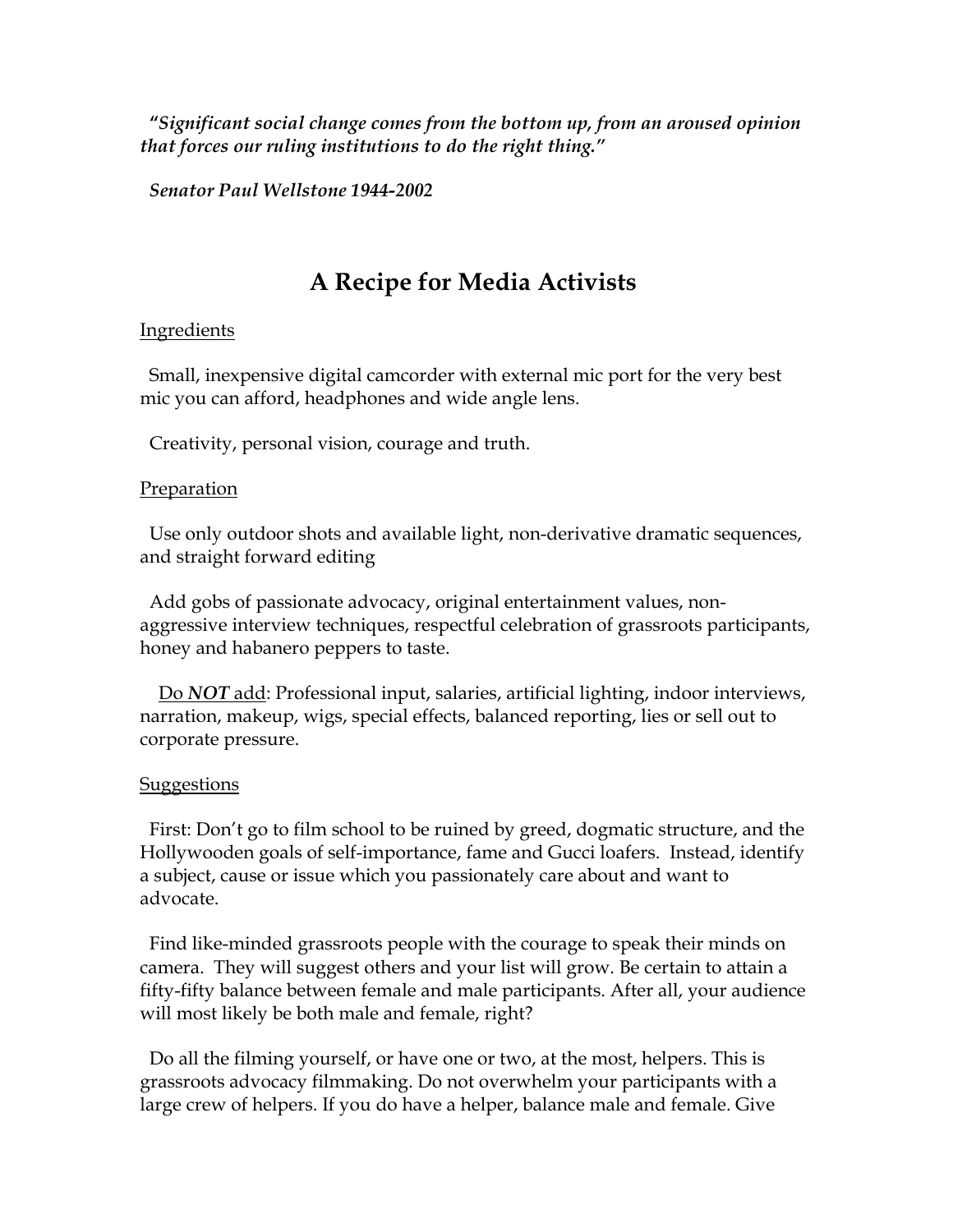*"Significant social change comes from the bottom up, from an aroused opinion that forces our ruling institutions to do the right thing."*

*Senator Paul Wellstone 1944-2002*

# A Recipe for Media Activists

Ingredients

Small, inexpensive digital camcorder with external mic port for the very best mic you can afford, headphones and wide angle lens.

Creativity, personal vision, courage and truth.

Preparation

Use only outdoor shots and available light, non-derivative dramatic sequences, and straight forward editing

Add gobs of passionate advocacy, original entertainment values, non-aggressive interview techniques, respectful celebration of grassroots participants, honey and habanero peppers to taste.

Do ***NOT*** add: Professional input, salaries, artificial lighting, indoor interviews, narration, makeup, wigs, special effects, balanced reporting, lies or sell out to corporate pressure.

Suggestions

First: Don't go to film school to be ruined by greed, dogmatic structure, and the Hollywooden goals of self-importance, fame and Gucci loafers. Instead, identify a subject, cause or issue which you passionately care about and want to advocate.

Find like-minded grassroots people with the courage to speak their minds on camera. They will suggest others and your list will grow. Be certain to attain a fifty-fifty balance between female and male participants. After all, your audience will most likely be both male and female, right?

Do all the filming yourself, or have one or two, at the most, helpers. This is grassroots advocacy filmmaking. Do not overwhelm your participants with a large crew of helpers. If you do have a helper, balance male and female. Give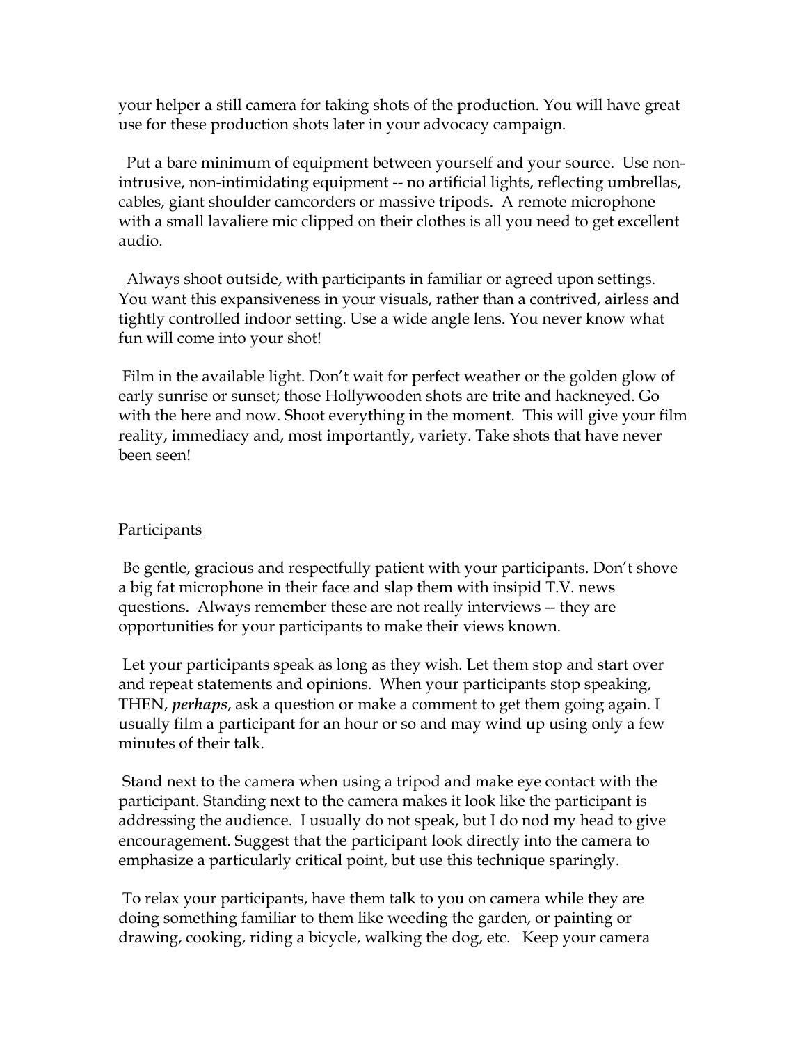your helper a still camera for taking shots of the production. You will have great use for these production shots later in your advocacy campaign.

Put a bare minimum of equipment between yourself and your source. Use non-intrusive, non-intimidating equipment -- no artificial lights, reflecting umbrellas, cables, giant shoulder camcorders or massive tripods. A remote microphone with a small lavaliere mic clipped on their clothes is all you need to get excellent audio.

<u>Always</u> shoot outside, with participants in familiar or agreed upon settings. You want this expansiveness in your visuals, rather than a contrived, airless and tightly controlled indoor setting. Use a wide angle lens. You never know what fun will come into your shot!

Film in the available light. Don't wait for perfect weather or the golden glow of early sunrise or sunset; those Hollywooden shots are trite and hackneyed. Go with the here and now. Shoot everything in the moment. This will give your film reality, immediacy and, most importantly, variety. Take shots that have never been seen!

## <u>Participants</u>

Be gentle, gracious and respectfully patient with your participants. Don't shove a big fat microphone in their face and slap them with insipid T.V. news questions. <u>Always</u> remember these are not really interviews -- they are opportunities for your participants to make their views known.

Let your participants speak as long as they wish. Let them stop and start over and repeat statements and opinions. When your participants stop speaking, THEN, ***perhaps***, ask a question or make a comment to get them going again. I usually film a participant for an hour or so and may wind up using only a few minutes of their talk.

Stand next to the camera when using a tripod and make eye contact with the participant. Standing next to the camera makes it look like the participant is addressing the audience. I usually do not speak, but I do nod my head to give encouragement. Suggest that the participant look directly into the camera to emphasize a particularly critical point, but use this technique sparingly.

To relax your participants, have them talk to you on camera while they are doing something familiar to them like weeding the garden, or painting or drawing, cooking, riding a bicycle, walking the dog, etc. Keep your camera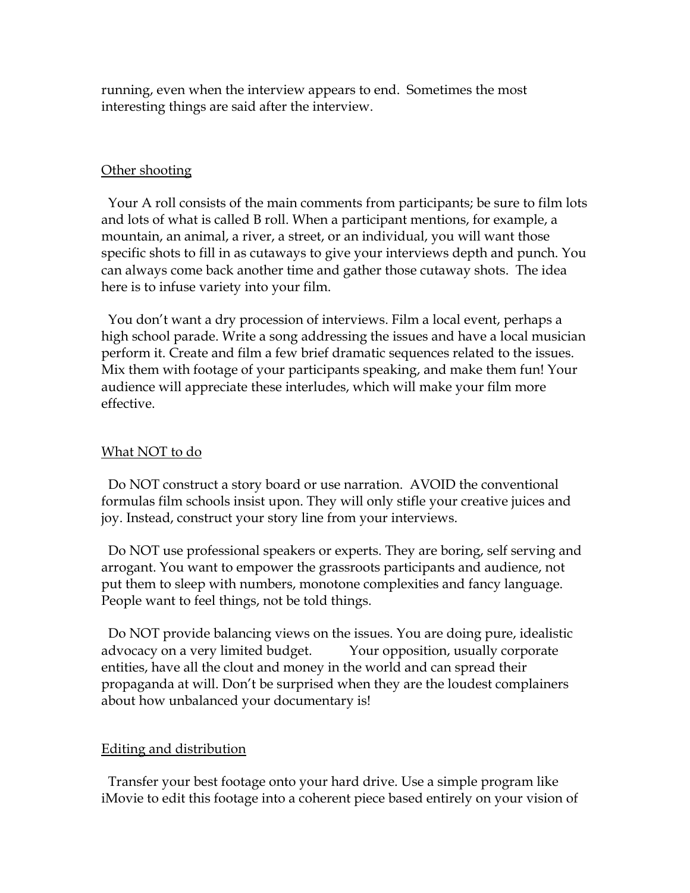running, even when the interview appears to end. Sometimes the most interesting things are said after the interview.

## Other shooting

Your A roll consists of the main comments from participants; be sure to film lots and lots of what is called B roll. When a participant mentions, for example, a mountain, an animal, a river, a street, or an individual, you will want those specific shots to fill in as cutaways to give your interviews depth and punch. You can always come back another time and gather those cutaway shots. The idea here is to infuse variety into your film.

You don't want a dry procession of interviews. Film a local event, perhaps a high school parade. Write a song addressing the issues and have a local musician perform it. Create and film a few brief dramatic sequences related to the issues. Mix them with footage of your participants speaking, and make them fun! Your audience will appreciate these interludes, which will make your film more effective.

## What NOT to do

Do NOT construct a story board or use narration. AVOID the conventional formulas film schools insist upon. They will only stifle your creative juices and joy. Instead, construct your story line from your interviews.

Do NOT use professional speakers or experts. They are boring, self serving and arrogant. You want to empower the grassroots participants and audience, not put them to sleep with numbers, monotone complexities and fancy language. People want to feel things, not be told things.

Do NOT provide balancing views on the issues. You are doing pure, idealistic advocacy on a very limited budget. Your opposition, usually corporate entities, have all the clout and money in the world and can spread their propaganda at will. Don't be surprised when they are the loudest complainers about how unbalanced your documentary is!

## Editing and distribution

Transfer your best footage onto your hard drive. Use a simple program like iMovie to edit this footage into a coherent piece based entirely on your vision of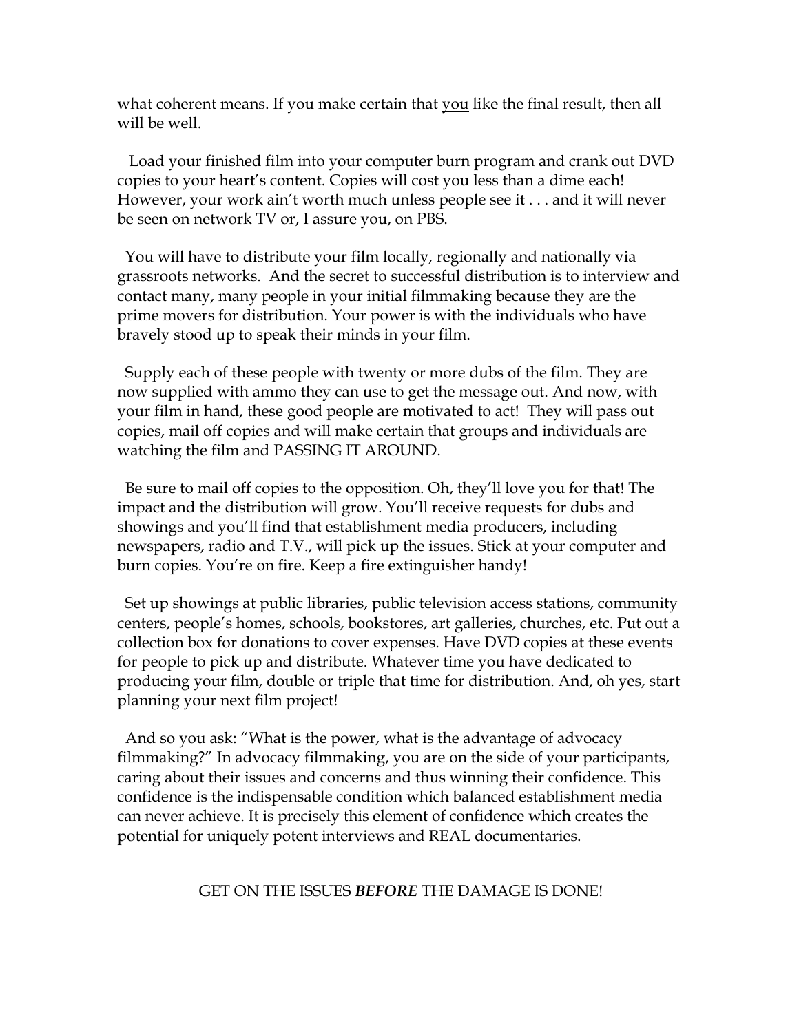what coherent means. If you make certain that <u>you</u> like the final result, then all will be well.

Load your finished film into your computer burn program and crank out DVD copies to your heart's content. Copies will cost you less than a dime each! However, your work ain't worth much unless people see it . . . and it will never be seen on network TV or, I assure you, on PBS.

You will have to distribute your film locally, regionally and nationally via grassroots networks. And the secret to successful distribution is to interview and contact many, many people in your initial filmmaking because they are the prime movers for distribution. Your power is with the individuals who have bravely stood up to speak their minds in your film.

Supply each of these people with twenty or more dubs of the film. They are now supplied with ammo they can use to get the message out. And now, with your film in hand, these good people are motivated to act! They will pass out copies, mail off copies and will make certain that groups and individuals are watching the film and PASSING IT AROUND.

Be sure to mail off copies to the opposition. Oh, they'll love you for that! The impact and the distribution will grow. You'll receive requests for dubs and showings and you'll find that establishment media producers, including newspapers, radio and T.V., will pick up the issues. Stick at your computer and burn copies. You're on fire. Keep a fire extinguisher handy!

Set up showings at public libraries, public television access stations, community centers, people's homes, schools, bookstores, art galleries, churches, etc. Put out a collection box for donations to cover expenses. Have DVD copies at these events for people to pick up and distribute. Whatever time you have dedicated to producing your film, double or triple that time for distribution. And, oh yes, start planning your next film project!

And so you ask: "What is the power, what is the advantage of advocacy filmmaking?" In advocacy filmmaking, you are on the side of your participants, caring about their issues and concerns and thus winning their confidence. This confidence is the indispensable condition which balanced establishment media can never achieve. It is precisely this element of confidence which creates the potential for uniquely potent interviews and REAL documentaries.

GET ON THE ISSUES ***BEFORE*** THE DAMAGE IS DONE!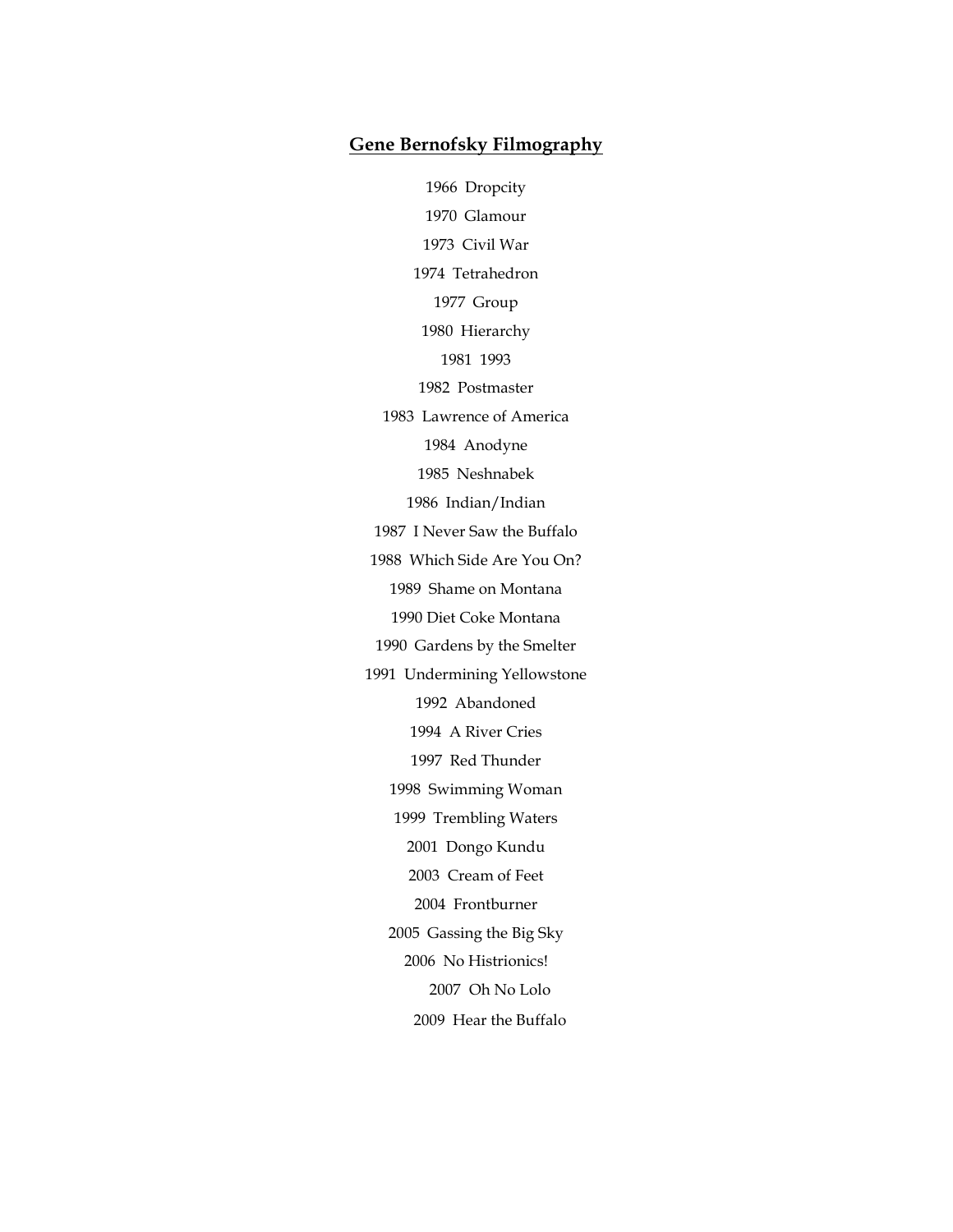# Gene Bernofsky Filmography

1966 Dropcity

1970 Glamour

1973 Civil War

1974 Tetrahedron

1977 Group

1980 Hierarchy

1981 1993

1982 Postmaster

1983 Lawrence of America

1984 Anodyne

1985 Neshnabek

1986 Indian/Indian

1987 I Never Saw the Buffalo

1988 Which Side Are You On?

1989 Shame on Montana

1990 Diet Coke Montana

1990 Gardens by the Smelter

1991 Undermining Yellowstone

1992 Abandoned

1994 A River Cries

1997 Red Thunder

1998 Swimming Woman

1999 Trembling Waters

2001 Dongo Kundu

2003 Cream of Feet

2004 Frontburner

2005 Gassing the Big Sky

2006 No Histrionics!

2007 Oh No Lolo

2009 Hear the Buffalo